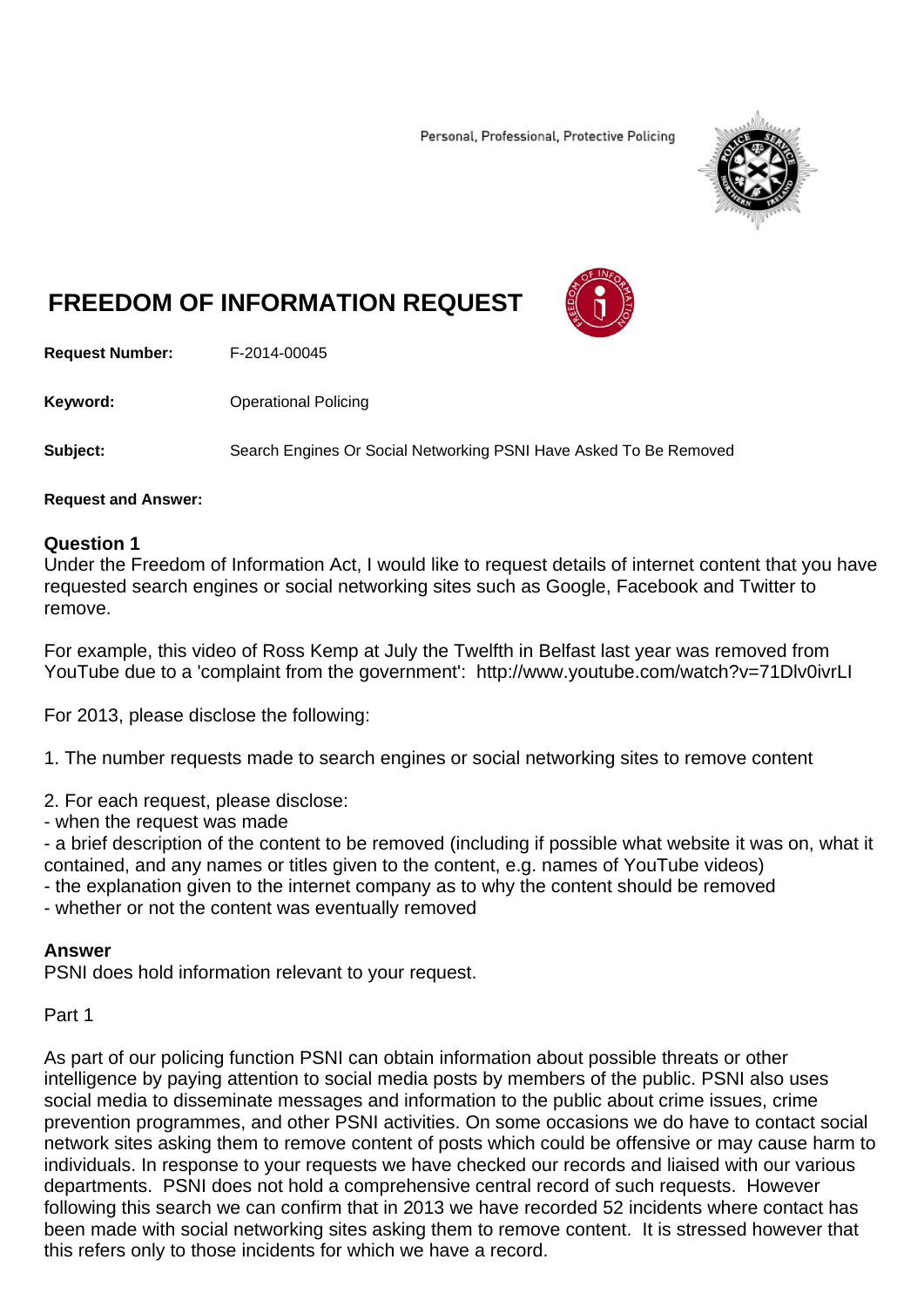Personal, Professional, Protective Policing

# FREEDOM OF INFORMATION REQUEST

**Request Number:** F-2014-00045

**Keyword:** Operational Policing

**Subject:** Search Engines Or Social Networking PSNI Have Asked To Be Removed

**Request and Answer:**

## Question 1

Under the Freedom of Information Act, I would like to request details of internet content that you have requested search engines or social networking sites such as Google, Facebook and Twitter to remove.

For example, this video of Ross Kemp at July the Twelfth in Belfast last year was removed from YouTube due to a 'complaint from the government': http://www.youtube.com/watch?v=71Dlv0ivrLI

For 2013, please disclose the following:

1. The number requests made to search engines or social networking sites to remove content

2. For each request, please disclose:
- when the request was made
- a brief description of the content to be removed (including if possible what website it was on, what it contained, and any names or titles given to the content, e.g. names of YouTube videos)
- the explanation given to the internet company as to why the content should be removed
- whether or not the content was eventually removed

## Answer

PSNI does hold information relevant to your request.

Part 1

As part of our policing function PSNI can obtain information about possible threats or other intelligence by paying attention to social media posts by members of the public. PSNI also uses social media to disseminate messages and information to the public about crime issues, crime prevention programmes, and other PSNI activities. On some occasions we do have to contact social network sites asking them to remove content of posts which could be offensive or may cause harm to individuals. In response to your requests we have checked our records and liaised with our various departments. PSNI does not hold a comprehensive central record of such requests. However following this search we can confirm that in 2013 we have recorded 52 incidents where contact has been made with social networking sites asking them to remove content. It is stressed however that this refers only to those incidents for which we have a record.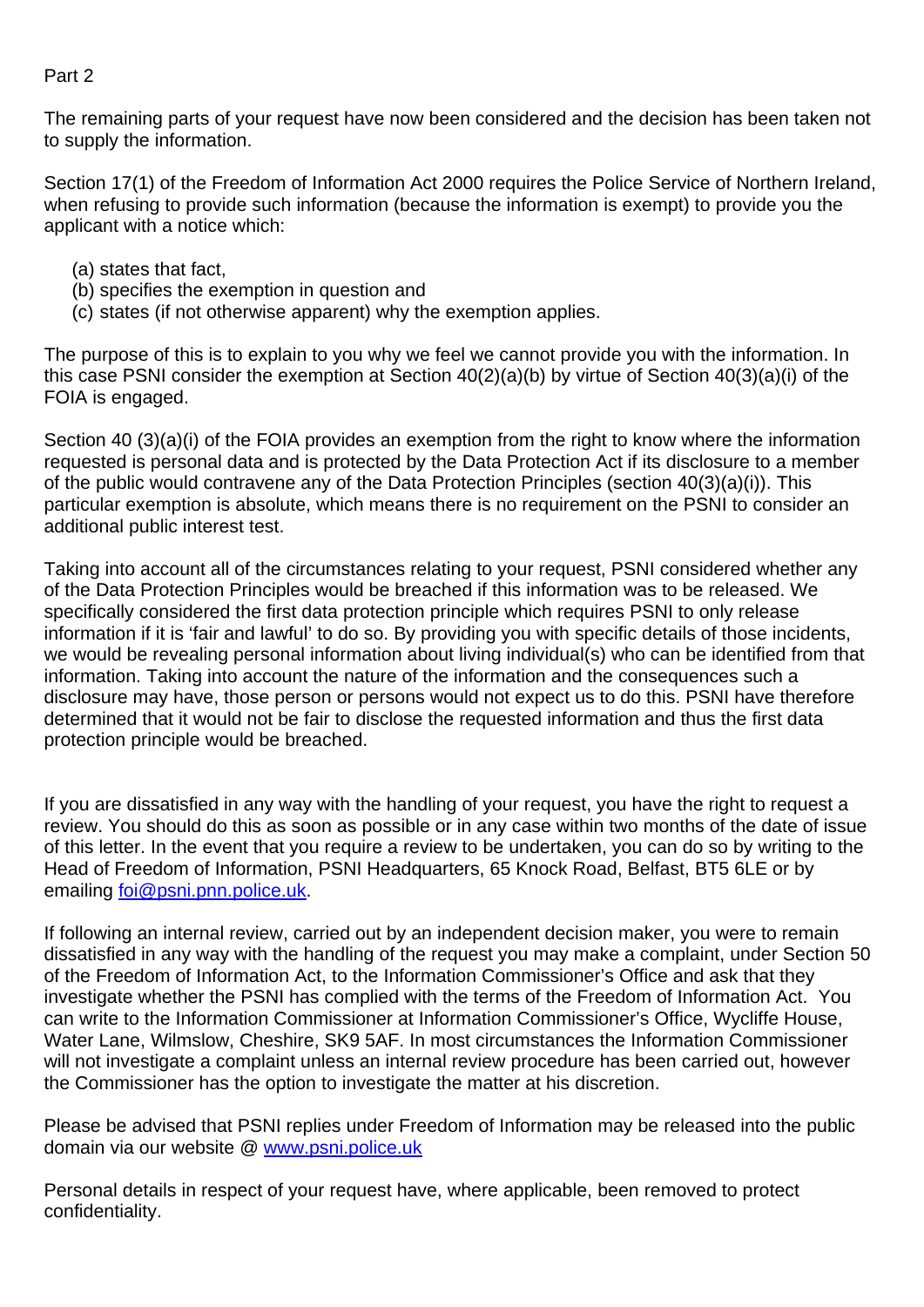Part 2

The remaining parts of your request have now been considered and the decision has been taken not to supply the information.

Section 17(1) of the Freedom of Information Act 2000 requires the Police Service of Northern Ireland, when refusing to provide such information (because the information is exempt) to provide you the applicant with a notice which:

(a) states that fact,
(b) specifies the exemption in question and
(c) states (if not otherwise apparent) why the exemption applies.

The purpose of this is to explain to you why we feel we cannot provide you with the information. In this case PSNI consider the exemption at Section 40(2)(a)(b) by virtue of Section 40(3)(a)(i) of the FOIA is engaged.

Section 40 (3)(a)(i) of the FOIA provides an exemption from the right to know where the information requested is personal data and is protected by the Data Protection Act if its disclosure to a member of the public would contravene any of the Data Protection Principles (section 40(3)(a)(i)). This particular exemption is absolute, which means there is no requirement on the PSNI to consider an additional public interest test.

Taking into account all of the circumstances relating to your request, PSNI considered whether any of the Data Protection Principles would be breached if this information was to be released. We specifically considered the first data protection principle which requires PSNI to only release information if it is 'fair and lawful' to do so. By providing you with specific details of those incidents, we would be revealing personal information about living individual(s) who can be identified from that information. Taking into account the nature of the information and the consequences such a disclosure may have, those person or persons would not expect us to do this. PSNI have therefore determined that it would not be fair to disclose the requested information and thus the first data protection principle would be breached.

If you are dissatisfied in any way with the handling of your request, you have the right to request a review. You should do this as soon as possible or in any case within two months of the date of issue of this letter. In the event that you require a review to be undertaken, you can do so by writing to the Head of Freedom of Information, PSNI Headquarters, 65 Knock Road, Belfast, BT5 6LE or by emailing foi@psni.pnn.police.uk.

If following an internal review, carried out by an independent decision maker, you were to remain dissatisfied in any way with the handling of the request you may make a complaint, under Section 50 of the Freedom of Information Act, to the Information Commissioner's Office and ask that they investigate whether the PSNI has complied with the terms of the Freedom of Information Act. You can write to the Information Commissioner at Information Commissioner's Office, Wycliffe House, Water Lane, Wilmslow, Cheshire, SK9 5AF. In most circumstances the Information Commissioner will not investigate a complaint unless an internal review procedure has been carried out, however the Commissioner has the option to investigate the matter at his discretion.

Please be advised that PSNI replies under Freedom of Information may be released into the public domain via our website @ www.psni.police.uk

Personal details in respect of your request have, where applicable, been removed to protect confidentiality.